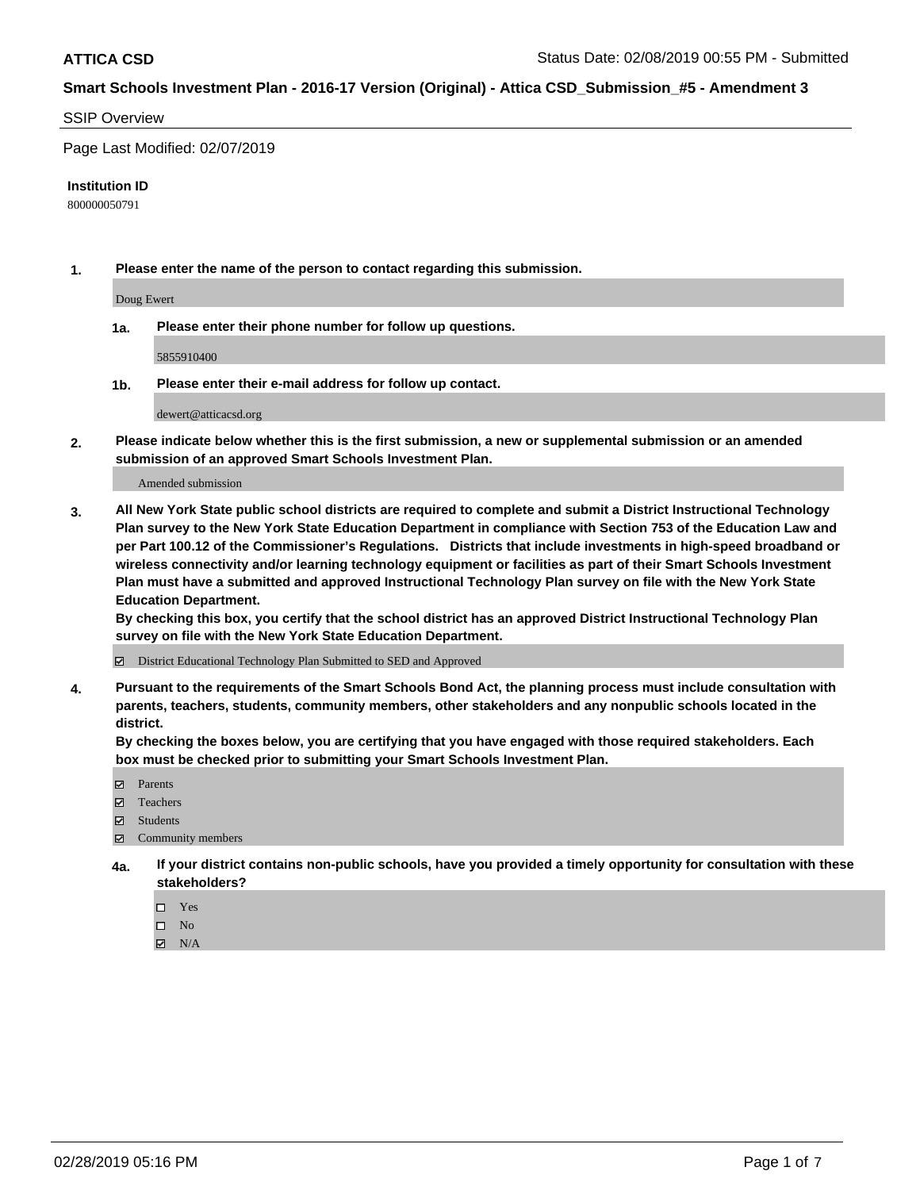**ATTICA CSD** Status Date: 02/08/2019 00:55 PM - Submitted

**Smart Schools Investment Plan - 2016-17 Version (Original) - Attica CSD_Submission_#5 - Amendment 3**

SSIP Overview

Page Last Modified: 02/07/2019

**Institution ID**

800000050791

**1. Please enter the name of the person to contact regarding this submission.**

Doug Ewert

**1a. Please enter their phone number for follow up questions.**

5855910400

**1b. Please enter their e-mail address for follow up contact.**

dewert@atticacsd.org

**2. Please indicate below whether this is the first submission, a new or supplemental submission or an amended submission of an approved Smart Schools Investment Plan.**

Amended submission

**3. All New York State public school districts are required to complete and submit a District Instructional Technology Plan survey to the New York State Education Department in compliance with Section 753 of the Education Law and per Part 100.12 of the Commissioner's Regulations. Districts that include investments in high-speed broadband or wireless connectivity and/or learning technology equipment or facilities as part of their Smart Schools Investment Plan must have a submitted and approved Instructional Technology Plan survey on file with the New York State Education Department.**
**By checking this box, you certify that the school district has an approved District Instructional Technology Plan survey on file with the New York State Education Department.**

☑ District Educational Technology Plan Submitted to SED and Approved

**4. Pursuant to the requirements of the Smart Schools Bond Act, the planning process must include consultation with parents, teachers, students, community members, other stakeholders and any nonpublic schools located in the district.**
**By checking the boxes below, you are certifying that you have engaged with those required stakeholders. Each box must be checked prior to submitting your Smart Schools Investment Plan.**

☑ Parents
☑ Teachers
☑ Students
☑ Community members

**4a. If your district contains non-public schools, have you provided a timely opportunity for consultation with these stakeholders?**

☐ Yes
☐ No
☑ N/A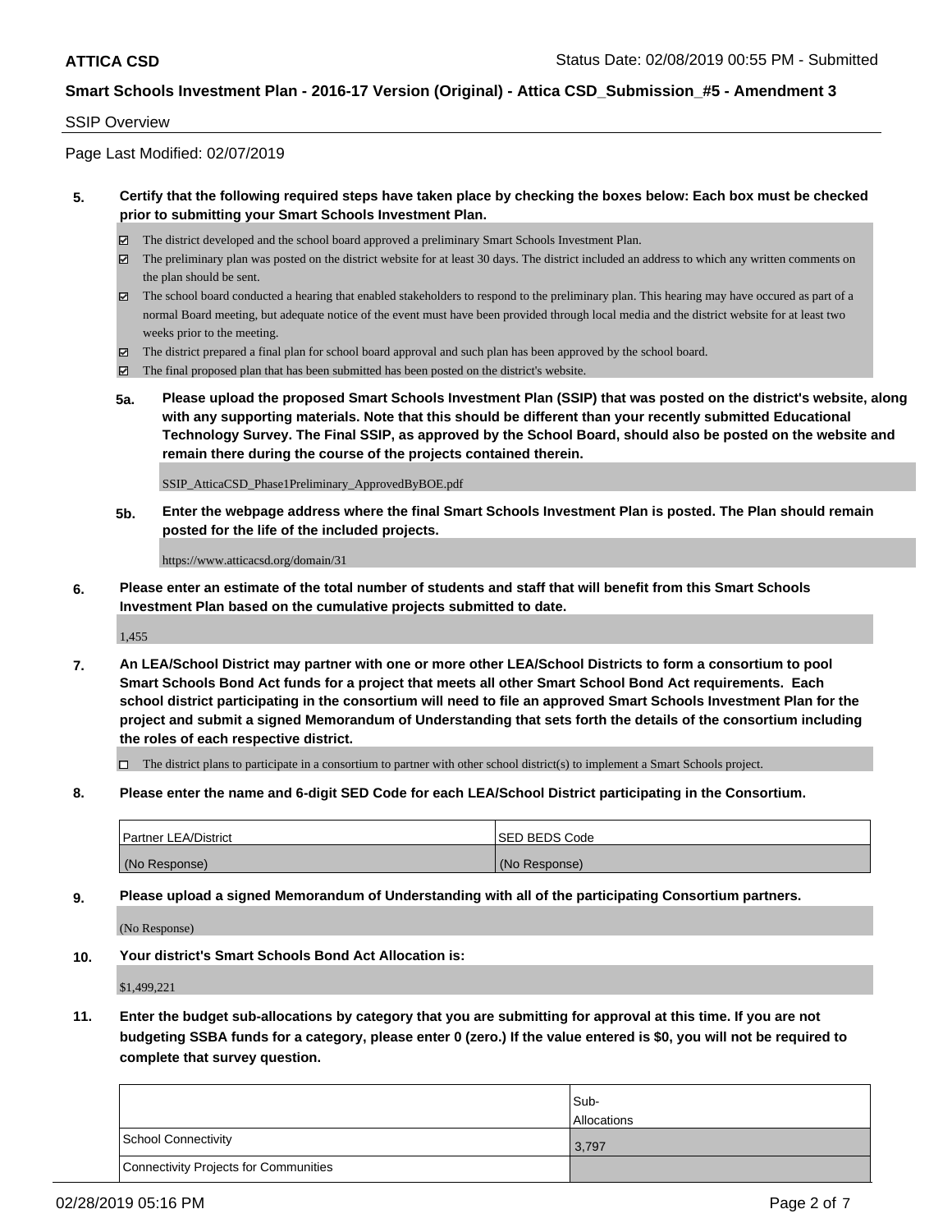## SSIP Overview

Page Last Modified: 02/07/2019

**5. Certify that the following required steps have taken place by checking the boxes below: Each box must be checked prior to submitting your Smart Schools Investment Plan.**

- ☑ The district developed and the school board approved a preliminary Smart Schools Investment Plan.
- ☑ The preliminary plan was posted on the district website for at least 30 days. The district included an address to which any written comments on the plan should be sent.
- ☑ The school board conducted a hearing that enabled stakeholders to respond to the preliminary plan. This hearing may have occured as part of a normal Board meeting, but adequate notice of the event must have been provided through local media and the district website for at least two weeks prior to the meeting.
- ☑ The district prepared a final plan for school board approval and such plan has been approved by the school board.
- ☑ The final proposed plan that has been submitted has been posted on the district's website.

**5a. Please upload the proposed Smart Schools Investment Plan (SSIP) that was posted on the district's website, along with any supporting materials. Note that this should be different than your recently submitted Educational Technology Survey. The Final SSIP, as approved by the School Board, should also be posted on the website and remain there during the course of the projects contained therein.**

SSIP_AtticaCSD_Phase1Preliminary_ApprovedByBOE.pdf

**5b. Enter the webpage address where the final Smart Schools Investment Plan is posted. The Plan should remain posted for the life of the included projects.**

https://www.atticacsd.org/domain/31

**6. Please enter an estimate of the total number of students and staff that will benefit from this Smart Schools Investment Plan based on the cumulative projects submitted to date.**

1,455

**7. An LEA/School District may partner with one or more other LEA/School Districts to form a consortium to pool Smart Schools Bond Act funds for a project that meets all other Smart School Bond Act requirements. Each school district participating in the consortium will need to file an approved Smart Schools Investment Plan for the project and submit a signed Memorandum of Understanding that sets forth the details of the consortium including the roles of each respective district.**

- ☐ The district plans to participate in a consortium to partner with other school district(s) to implement a Smart Schools project.

**8. Please enter the name and 6-digit SED Code for each LEA/School District participating in the Consortium.**

| Partner LEA/District | SED BEDS Code |
|---|---|
| (No Response) | (No Response) |

**9. Please upload a signed Memorandum of Understanding with all of the participating Consortium partners.**

(No Response)

**10. Your district's Smart Schools Bond Act Allocation is:**

$1,499,221

**11. Enter the budget sub-allocations by category that you are submitting for approval at this time. If you are not budgeting SSBA funds for a category, please enter 0 (zero.) If the value entered is $0, you will not be required to complete that survey question.**

| | Sub-Allocations |
|---|---|
| School Connectivity | 3,797 |
| Connectivity Projects for Communities | |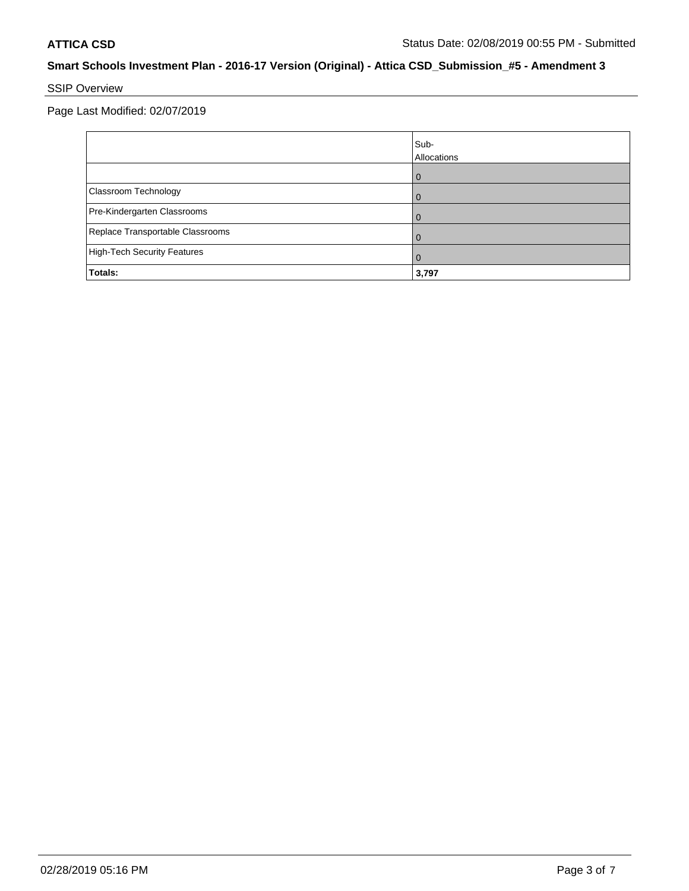**ATTICA CSD** Status Date: 02/08/2019 00:55 PM - Submitted

## Smart Schools Investment Plan - 2016-17 Version (Original) - Attica CSD_Submission_#5 - Amendment 3

SSIP Overview

Page Last Modified: 02/07/2019

| | Sub-Allocations |
|---|---|
| | 0 |
| Classroom Technology | 0 |
| Pre-Kindergarten Classrooms | 0 |
| Replace Transportable Classrooms | 0 |
| High-Tech Security Features | 0 |
| **Totals:** | **3,797** |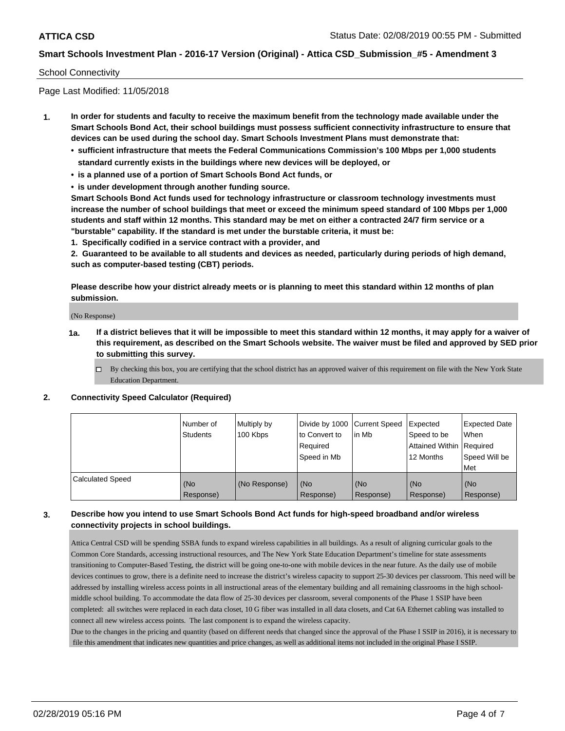School Connectivity

Page Last Modified: 11/05/2018

1. **In order for students and faculty to receive the maximum benefit from the technology made available under the Smart Schools Bond Act, their school buildings must possess sufficient connectivity infrastructure to ensure that devices can be used during the school day. Smart Schools Investment Plans must demonstrate that:**
   - **sufficient infrastructure that meets the Federal Communications Commission's 100 Mbps per 1,000 students standard currently exists in the buildings where new devices will be deployed, or**
   - **is a planned use of a portion of Smart Schools Bond Act funds, or**
   - **is under development through another funding source.**

   **Smart Schools Bond Act funds used for technology infrastructure or classroom technology investments must increase the number of school buildings that meet or exceed the minimum speed standard of 100 Mbps per 1,000 students and staff within 12 months. This standard may be met on either a contracted 24/7 firm service or a "burstable" capability. If the standard is met under the burstable criteria, it must be:**

   **1. Specifically codified in a service contract with a provider, and**

   **2. Guaranteed to be available to all students and devices as needed, particularly during periods of high demand, such as computer-based testing (CBT) periods.**

   **Please describe how your district already meets or is planning to meet this standard within 12 months of plan submission.**

   (No Response)

   **1a. If a district believes that it will be impossible to meet this standard within 12 months, it may apply for a waiver of this requirement, as described on the Smart Schools website. The waiver must be filed and approved by SED prior to submitting this survey.**

   ☐ By checking this box, you are certifying that the school district has an approved waiver of this requirement on file with the New York State Education Department.

2. **Connectivity Speed Calculator (Required)**

| | Number of Students | Multiply by 100 Kbps | Divide by 1000 to Convert to Required Speed in Mb | Current Speed in Mb | Expected Speed to be Attained Within 12 Months | Expected Date When Required Speed Will be Met |
|---|---|---|---|---|---|---|
| Calculated Speed | (No Response) | (No Response) | (No Response) | (No Response) | (No Response) | (No Response) |

3. **Describe how you intend to use Smart Schools Bond Act funds for high-speed broadband and/or wireless connectivity projects in school buildings.**

   Attica Central CSD will be spending SSBA funds to expand wireless capabilities in all buildings. As a result of aligning curricular goals to the Common Core Standards, accessing instructional resources, and The New York State Education Department's timeline for state assessments transitioning to Computer-Based Testing, the district will be going one-to-one with mobile devices in the near future. As the daily use of mobile devices continues to grow, there is a definite need to increase the district's wireless capacity to support 25-30 devices per classroom. This need will be addressed by installing wireless access points in all instructional areas of the elementary building and all remaining classrooms in the high school-middle school building. To accommodate the data flow of 25-30 devices per classroom, several components of the Phase 1 SSIP have been completed: all switches were replaced in each data closet, 10 G fiber was installed in all data closets, and Cat 6A Ethernet cabling was installed to connect all new wireless access points. The last component is to expand the wireless capacity.

   Due to the changes in the pricing and quantity (based on different needs that changed since the approval of the Phase I SSIP in 2016), it is necessary to file this amendment that indicates new quantities and price changes, as well as additional items not included in the original Phase I SSIP.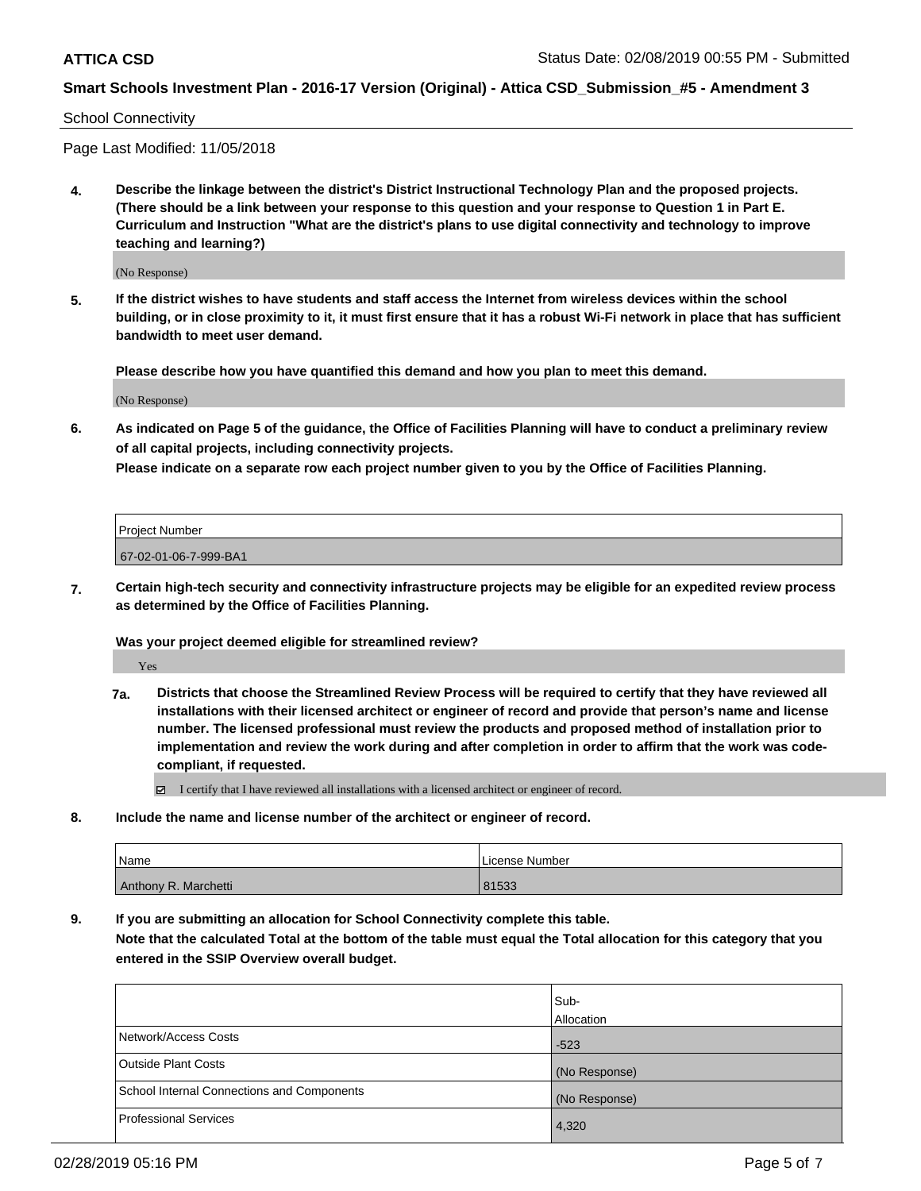School Connectivity

Page Last Modified: 11/05/2018

**4. Describe the linkage between the district's District Instructional Technology Plan and the proposed projects. (There should be a link between your response to this question and your response to Question 1 in Part E. Curriculum and Instruction "What are the district's plans to use digital connectivity and technology to improve teaching and learning?)**

(No Response)

**5. If the district wishes to have students and staff access the Internet from wireless devices within the school building, or in close proximity to it, it must first ensure that it has a robust Wi-Fi network in place that has sufficient bandwidth to meet user demand.**

**Please describe how you have quantified this demand and how you plan to meet this demand.**

(No Response)

**6. As indicated on Page 5 of the guidance, the Office of Facilities Planning will have to conduct a preliminary review of all capital projects, including connectivity projects.**
**Please indicate on a separate row each project number given to you by the Office of Facilities Planning.**

| Project Number |
| --- |
| 67-02-01-06-7-999-BA1 |

**7. Certain high-tech security and connectivity infrastructure projects may be eligible for an expedited review process as determined by the Office of Facilities Planning.**

**Was your project deemed eligible for streamlined review?**

Yes

**7a. Districts that choose the Streamlined Review Process will be required to certify that they have reviewed all installations with their licensed architect or engineer of record and provide that person's name and license number. The licensed professional must review the products and proposed method of installation prior to implementation and review the work during and after completion in order to affirm that the work was code-compliant, if requested.**

☑ I certify that I have reviewed all installations with a licensed architect or engineer of record.

**8. Include the name and license number of the architect or engineer of record.**

| Name | License Number |
| --- | --- |
| Anthony R. Marchetti | 81533 |

**9. If you are submitting an allocation for School Connectivity complete this table.**
**Note that the calculated Total at the bottom of the table must equal the Total allocation for this category that you entered in the SSIP Overview overall budget.**

| | Sub-Allocation |
| --- | --- |
| Network/Access Costs | -523 |
| Outside Plant Costs | (No Response) |
| School Internal Connections and Components | (No Response) |
| Professional Services | 4,320 |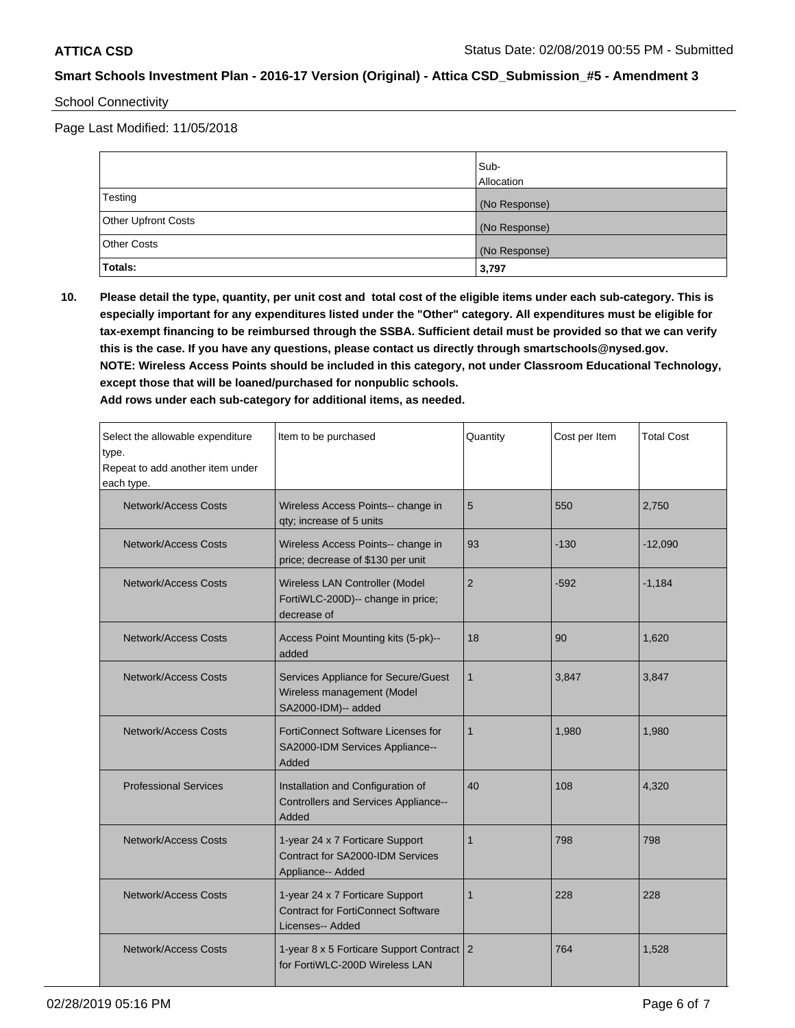School Connectivity

Page Last Modified: 11/05/2018

| | Sub-Allocation |
|---|---|
| Testing | (No Response) |
| Other Upfront Costs | (No Response) |
| Other Costs | (No Response) |
| **Totals:** | **3,797** |

**10. Please detail the type, quantity, per unit cost and total cost of the eligible items under each sub-category. This is especially important for any expenditures listed under the "Other" category. All expenditures must be eligible for tax-exempt financing to be reimbursed through the SSBA. Sufficient detail must be provided so that we can verify this is the case. If you have any questions, please contact us directly through smartschools@nysed.gov.**
**NOTE: Wireless Access Points should be included in this category, not under Classroom Educational Technology, except those that will be loaned/purchased for nonpublic schools.**
**Add rows under each sub-category for additional items, as needed.**

| Select the allowable expenditure type. Repeat to add another item under each type. | Item to be purchased | Quantity | Cost per Item | Total Cost |
|---|---|---|---|---|
| Network/Access Costs | Wireless Access Points-- change in qty; increase of 5 units | 5 | 550 | 2,750 |
| Network/Access Costs | Wireless Access Points-- change in price; decrease of $130 per unit | 93 | -130 | -12,090 |
| Network/Access Costs | Wireless LAN Controller (Model FortiWLC-200D)-- change in price; decrease of | 2 | -592 | -1,184 |
| Network/Access Costs | Access Point Mounting kits (5-pk)-- added | 18 | 90 | 1,620 |
| Network/Access Costs | Services Appliance for Secure/Guest Wireless management (Model SA2000-IDM)-- added | 1 | 3,847 | 3,847 |
| Network/Access Costs | FortiConnect Software Licenses for SA2000-IDM Services Appliance-- Added | 1 | 1,980 | 1,980 |
| Professional Services | Installation and Configuration of Controllers and Services Appliance-- Added | 40 | 108 | 4,320 |
| Network/Access Costs | 1-year 24 x 7 Forticare Support Contract for SA2000-IDM Services Appliance-- Added | 1 | 798 | 798 |
| Network/Access Costs | 1-year 24 x 7 Forticare Support Contract for FortiConnect Software Licenses-- Added | 1 | 228 | 228 |
| Network/Access Costs | 1-year 8 x 5 Forticare Support Contract for FortiWLC-200D Wireless LAN | 2 | 764 | 1,528 |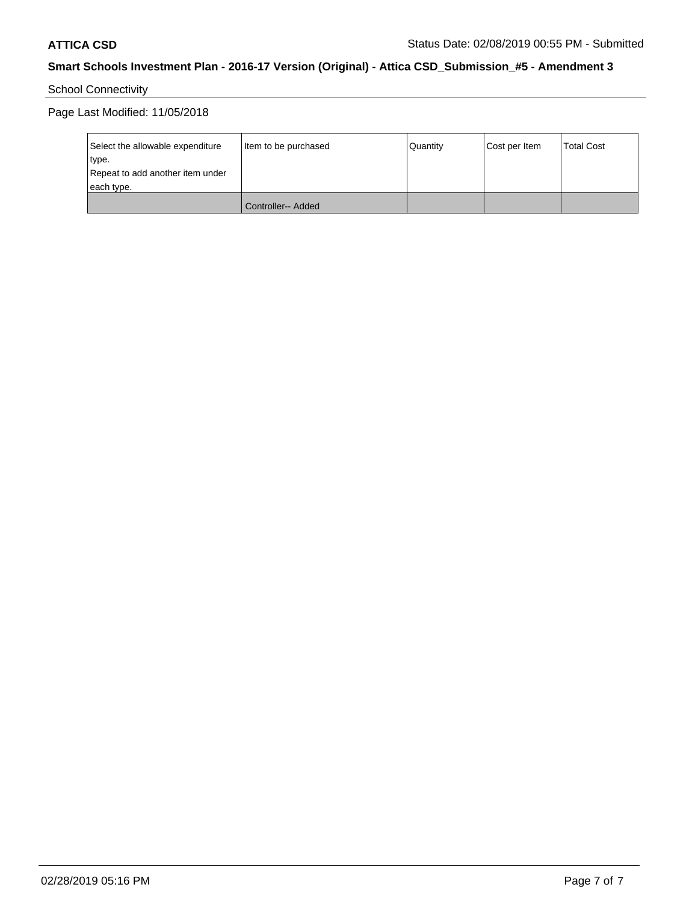School Connectivity

Page Last Modified: 11/05/2018

| Select the allowable expenditure type. Repeat to add another item under each type. | Item to be purchased | Quantity | Cost per Item | Total Cost |
|---|---|---|---|---|
| | Controller-- Added | | | |